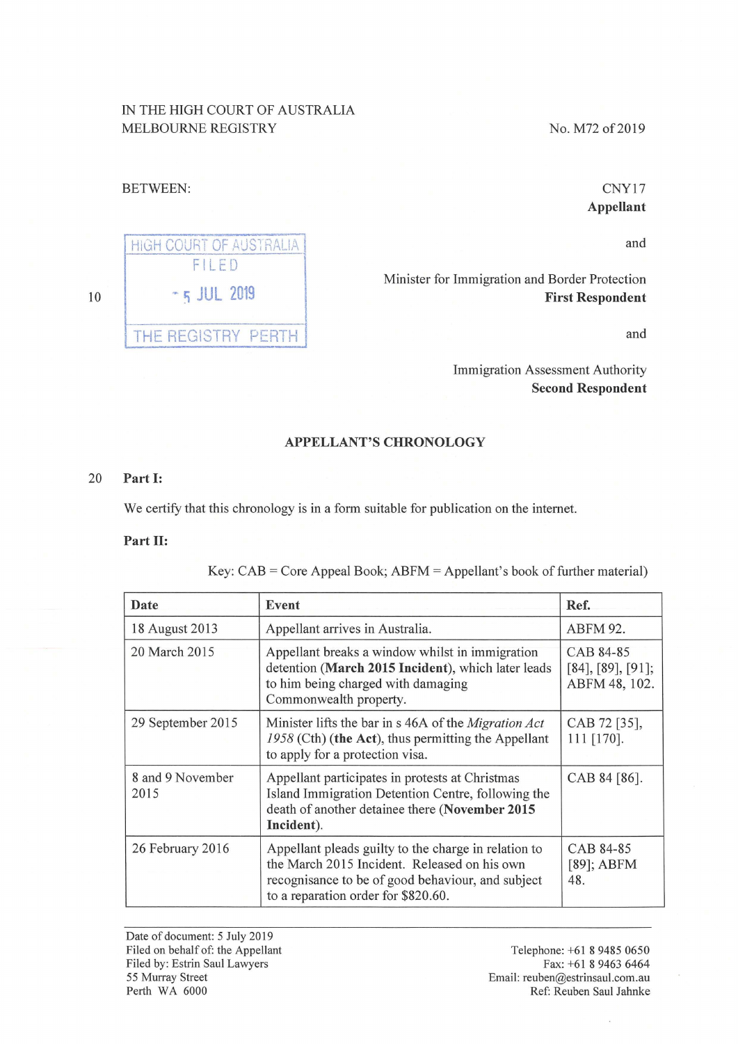IN THE HIGH COURT OF AUSTRALIA
MELBOURNE REGISTRY

No. M72 of 2019

BETWEEN:

CNY17
**Appellant**

and

Minister for Immigration and Border Protection
**First Respondent**

and

Immigration Assessment Authority
**Second Respondent**

HIGH COURT OF AUSTRALIA
FILED
5 JUL 2019
THE REGISTRY PERTH

## APPELLANT'S CHRONOLOGY

**Part I:**

We certify that this chronology is in a form suitable for publication on the internet.

**Part II:**

Key: CAB = Core Appeal Book; ABFM = Appellant's book of further material)

| Date | Event | Ref. |
|---|---|---|
| 18 August 2013 | Appellant arrives in Australia. | ABFM 92. |
| 20 March 2015 | Appellant breaks a window whilst in immigration detention (**March 2015 Incident**), which later leads to him being charged with damaging Commonwealth property. | CAB 84-85 [84], [89], [91]; ABFM 48, 102. |
| 29 September 2015 | Minister lifts the bar in s 46A of the *Migration Act 1958* (Cth) **(the Act)**, thus permitting the Appellant to apply for a protection visa. | CAB 72 [35], 111 [170]. |
| 8 and 9 November 2015 | Appellant participates in protests at Christmas Island Immigration Detention Centre, following the death of another detainee there (**November 2015 Incident**). | CAB 84 [86]. |
| 26 February 2016 | Appellant pleads guilty to the charge in relation to the March 2015 Incident. Released on his own recognisance to be of good behaviour, and subject to a reparation order for $820.60. | CAB 84-85 [89]; ABFM 48. |

Date of document: 5 July 2019
Filed on behalf of: the Appellant
Filed by: Estrin Saul Lawyers
55 Murray Street
Perth WA 6000

Telephone: +61 8 9485 0650
Fax: +61 8 9463 6464
Email: reuben@estrinsaul.com.au
Ref: Reuben Saul Jahnke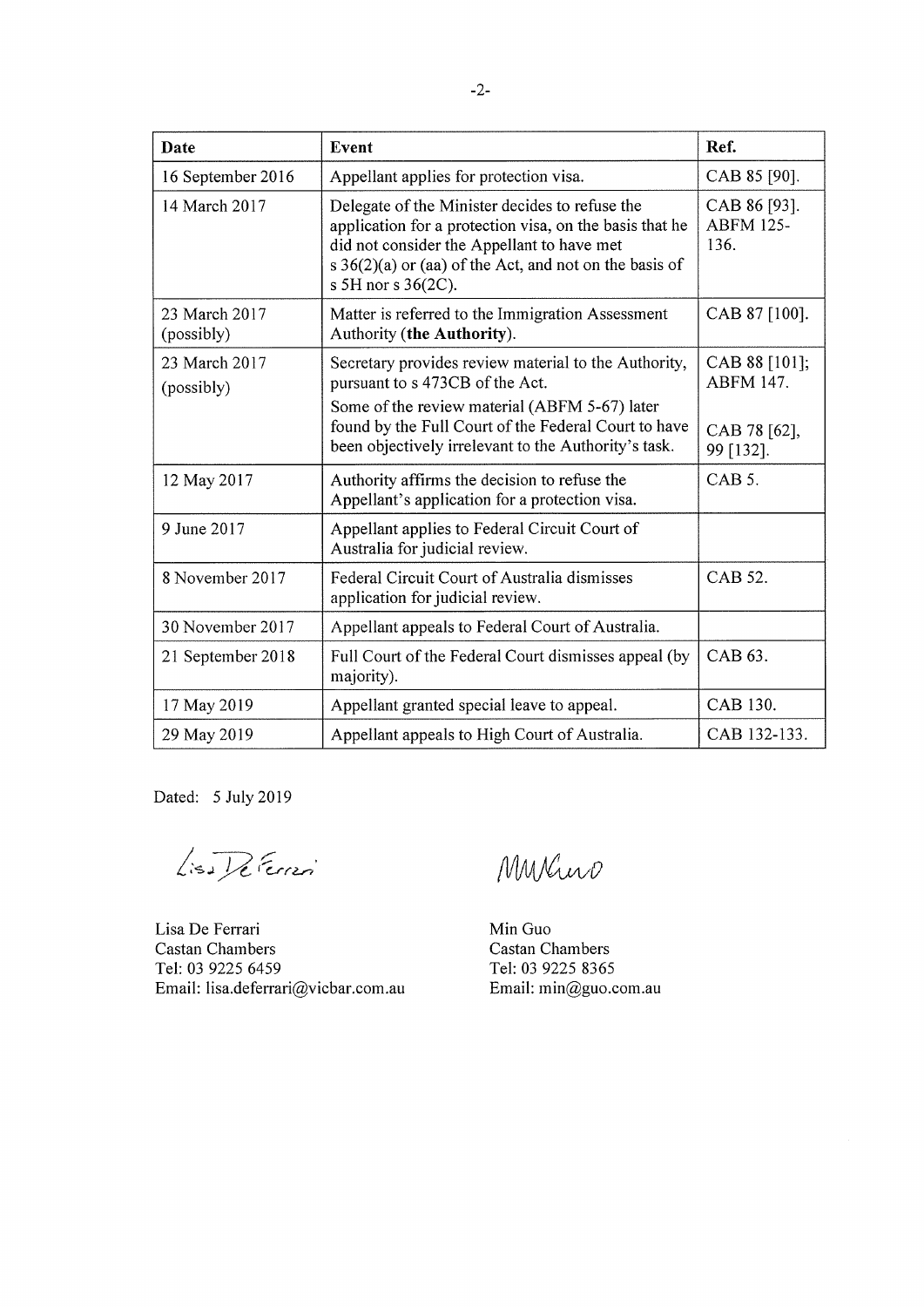| Date | Event | Ref. |
| --- | --- | --- |
| 16 September 2016 | Appellant applies for protection visa. | CAB 85 [90]. |
| 14 March 2017 | Delegate of the Minister decides to refuse the application for a protection visa, on the basis that he did not consider the Appellant to have met s 36(2)(a) or (aa) of the Act, and not on the basis of s 5H nor s 36(2C). | CAB 86 [93]. ABFM 125-136. |
| 23 March 2017 (possibly) | Matter is referred to the Immigration Assessment Authority (**the Authority**). | CAB 87 [100]. |
| 23 March 2017 (possibly) | Secretary provides review material to the Authority, pursuant to s 473CB of the Act. Some of the review material (ABFM 5-67) later found by the Full Court of the Federal Court to have been objectively irrelevant to the Authority's task. | CAB 88 [101]; ABFM 147. CAB 78 [62], 99 [132]. |
| 12 May 2017 | Authority affirms the decision to refuse the Appellant's application for a protection visa. | CAB 5. |
| 9 June 2017 | Appellant applies to Federal Circuit Court of Australia for judicial review. | |
| 8 November 2017 | Federal Circuit Court of Australia dismisses application for judicial review. | CAB 52. |
| 30 November 2017 | Appellant appeals to Federal Court of Australia. | |
| 21 September 2018 | Full Court of the Federal Court dismisses appeal (by majority). | CAB 63. |
| 17 May 2019 | Appellant granted special leave to appeal. | CAB 130. |
| 29 May 2019 | Appellant appeals to High Court of Australia. | CAB 132-133. |

Dated: 5 July 2019

Lisa De Ferrari
Castan Chambers
Tel: 03 9225 6459
Email: lisa.deferrari@vicbar.com.au

Min Guo
Castan Chambers
Tel: 03 9225 8365
Email: min@guo.com.au